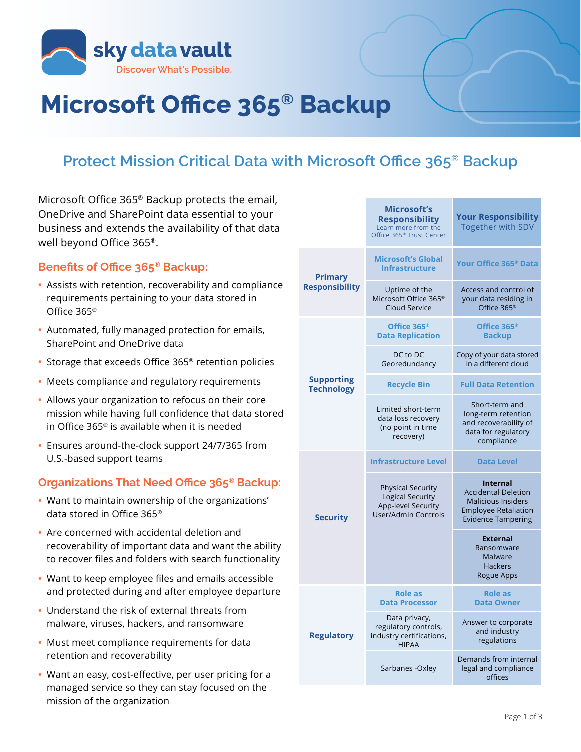sky data vault
Discover What's Possible.

# Microsoft Office 365® Backup

## Protect Mission Critical Data with Microsoft Office 365® Backup

Microsoft Office 365® Backup protects the email, OneDrive and SharePoint data essential to your business and extends the availability of that data well beyond Office 365®.

### Benefits of Office 365® Backup:

- Assists with retention, recoverability and compliance requirements pertaining to your data stored in Office 365®
- Automated, fully managed protection for emails, SharePoint and OneDrive data
- Storage that exceeds Office 365® retention policies
- Meets compliance and regulatory requirements
- Allows your organization to refocus on their core mission while having full confidence that data stored in Office 365® is available when it is needed
- Ensures around-the-clock support 24/7/365 from U.S.-based support teams

### Organizations That Need Office 365® Backup:

- Want to maintain ownership of the organizations' data stored in Office 365®
- Are concerned with accidental deletion and recoverability of important data and want the ability to recover files and folders with search functionality
- Want to keep employee files and emails accessible and protected during and after employee departure
- Understand the risk of external threats from malware, viruses, hackers, and ransomware
- Must meet compliance requirements for data retention and recoverability
- Want an easy, cost-effective, per user pricing for a managed service so they can stay focused on the mission of the organization

| | Microsoft's Responsibility (Learn more from the Office 365® Trust Center) | Your Responsibility (Together with SDV) |
|---|---|---|
| **Primary Responsibility** | **Microsoft's Global Infrastructure** | **Your Office 365® Data** |
| | Uptime of the Microsoft Office 365® Cloud Service | Access and control of your data residing in Office 365® |
| **Supporting Technology** | **Office 365® Data Replication** | **Office 365® Backup** |
| | DC to DC Georedundancy | Copy of your data stored in a different cloud |
| | **Recycle Bin** | **Full Data Retention** |
| | Limited short-term data loss recovery (no point in time recovery) | Short-term and long-term retention and recoverability of data for regulatory compliance |
| **Security** | **Infrastructure Level** | **Data Level** |
| | Physical Security, Logical Security, App-level Security, User/Admin Controls | **Internal**: Accidental Deletion, Malicious Insiders, Employee Retaliation, Evidence Tampering |
| | | **External**: Ransomware, Malware, Hackers, Rogue Apps |
| **Regulatory** | **Role as Data Processor** | **Role as Data Owner** |
| | Data privacy, regulatory controls, industry certifications, HIPAA | Answer to corporate and industry regulations |
| | Sarbanes -Oxley | Demands from internal legal and compliance offices |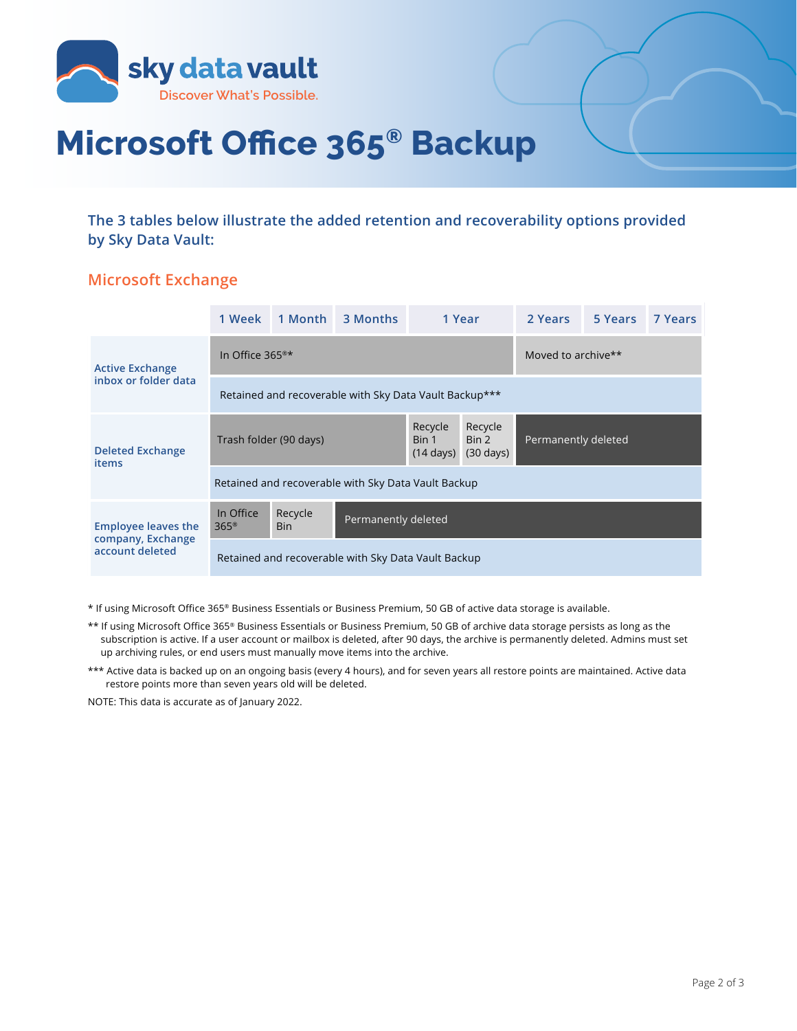# Microsoft Office 365® Backup

**The 3 tables below illustrate the added retention and recoverability options provided by Sky Data Vault:**

## Microsoft Exchange

| | 1 Week | 1 Month | 3 Months | 1 Year | | 2 Years | 5 Years | 7 Years |
|---|---|---|---|---|---|---|---|---|
| Active Exchange inbox or folder data | In Office 365®* | | | | | Moved to archive** | | |
| | Retained and recoverable with Sky Data Vault Backup*** | | | | | | | |
| Deleted Exchange items | Trash folder (90 days) | | | Recycle Bin 1 (14 days) | Recycle Bin 2 (30 days) | Permanently deleted | | |
| | Retained and recoverable with Sky Data Vault Backup | | | | | | | |
| Employee leaves the company, Exchange account deleted | In Office 365® | Recycle Bin | Permanently deleted | | | | | |
| | Retained and recoverable with Sky Data Vault Backup | | | | | | | |

* If using Microsoft Office 365® Business Essentials or Business Premium, 50 GB of active data storage is available.

** If using Microsoft Office 365® Business Essentials or Business Premium, 50 GB of archive data storage persists as long as the subscription is active. If a user account or mailbox is deleted, after 90 days, the archive is permanently deleted. Admins must set up archiving rules, or end users must manually move items into the archive.

*** Active data is backed up on an ongoing basis (every 4 hours), and for seven years all restore points are maintained. Active data restore points more than seven years old will be deleted.

NOTE: This data is accurate as of January 2022.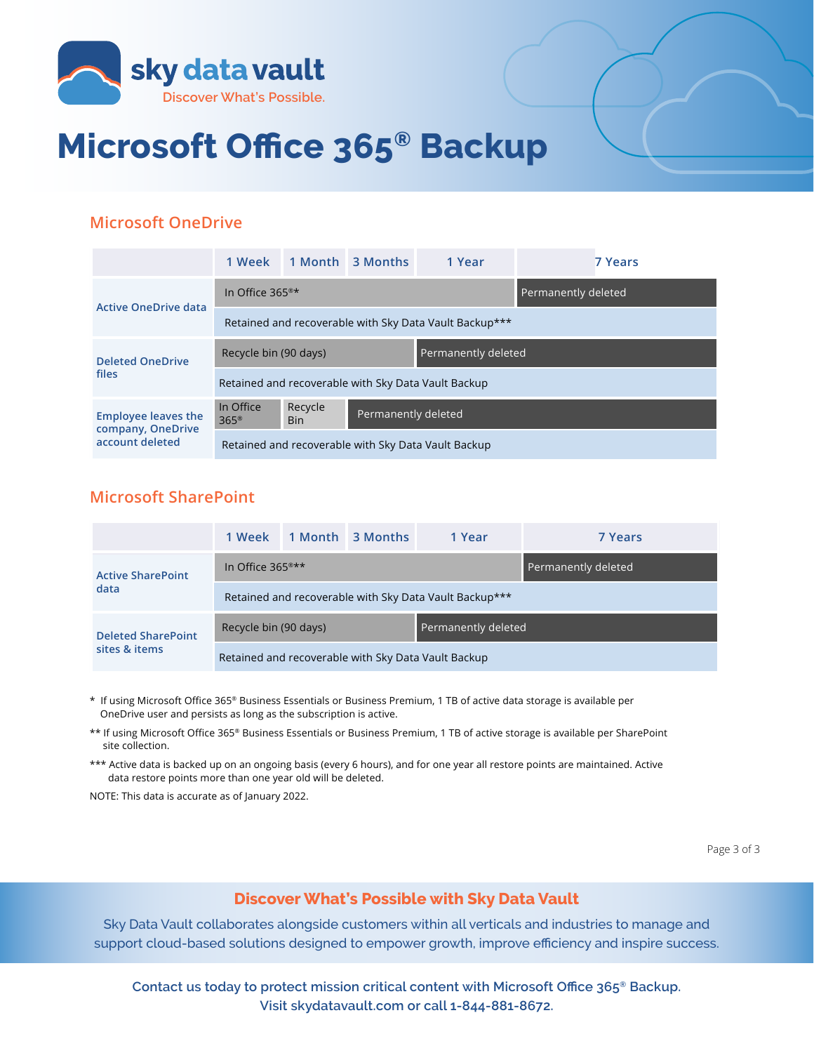# Microsoft Office 365® Backup

## Microsoft OneDrive

| | 1 Week | 1 Month | 3 Months | 1 Year | 7 Years |
|---|---|---|---|---|---|
| Active OneDrive data | In Office 365®* | | | | Permanently deleted |
| | Retained and recoverable with Sky Data Vault Backup*** | | | | |
| Deleted OneDrive files | Recycle bin (90 days) | | | Permanently deleted | |
| | Retained and recoverable with Sky Data Vault Backup | | | | |
| Employee leaves the company, OneDrive account deleted | In Office 365® | Recycle Bin | Permanently deleted | | |
| | Retained and recoverable with Sky Data Vault Backup | | | | |

## Microsoft SharePoint

| | 1 Week | 1 Month | 3 Months | 1 Year | 7 Years |
|---|---|---|---|---|---|
| Active SharePoint data | In Office 365®** | | | | Permanently deleted |
| | Retained and recoverable with Sky Data Vault Backup*** | | | | |
| Deleted SharePoint sites & items | Recycle bin (90 days) | | | Permanently deleted | |
| | Retained and recoverable with Sky Data Vault Backup | | | | |

\* If using Microsoft Office 365® Business Essentials or Business Premium, 1 TB of active data storage is available per OneDrive user and persists as long as the subscription is active.

** If using Microsoft Office 365® Business Essentials or Business Premium, 1 TB of active storage is available per SharePoint site collection.

*** Active data is backed up on an ongoing basis (every 6 hours), and for one year all restore points are maintained. Active data restore points more than one year old will be deleted.

NOTE: This data is accurate as of January 2022.

## Discover What's Possible with Sky Data Vault

Sky Data Vault collaborates alongside customers within all verticals and industries to manage and support cloud-based solutions designed to empower growth, improve efficiency and inspire success.

**Contact us today to protect mission critical content with Microsoft Office 365® Backup. Visit skydatavault.com or call 1-844-881-8672.**